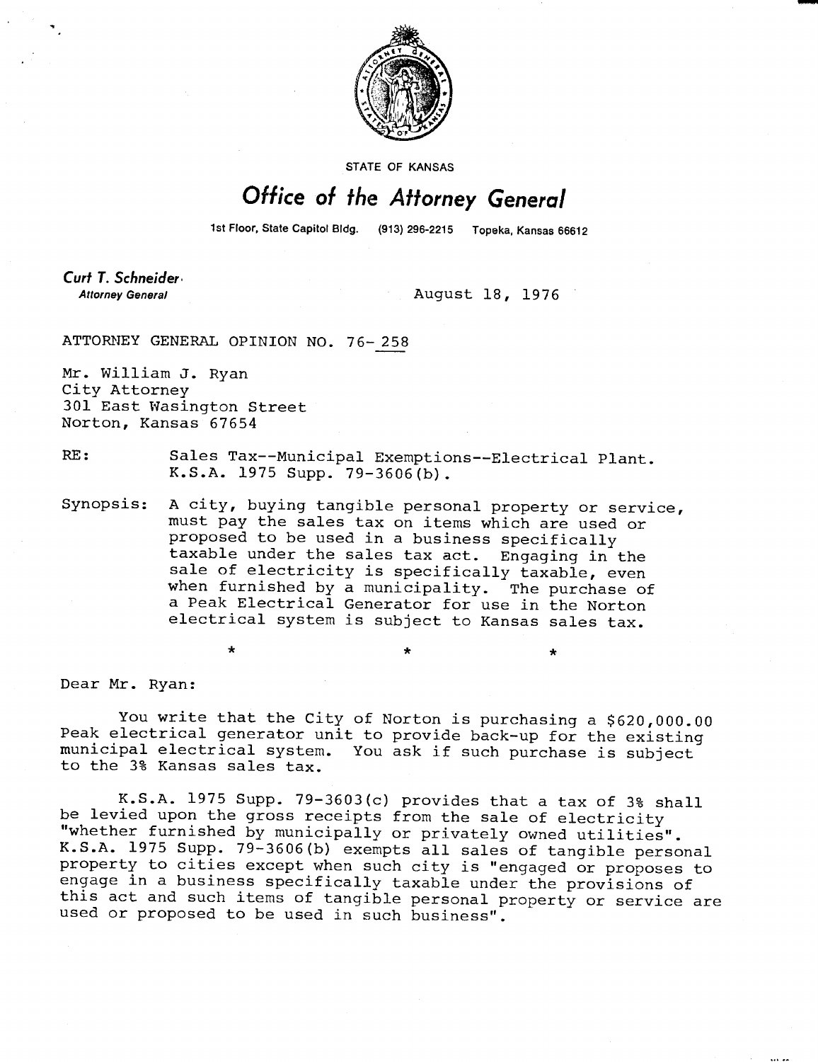STATE OF KANSAS

# Office of the Attorney General

1st Floor, State Capitol Bldg. (913) 296-2215 Topeka, Kansas 66612

**Curt T. Schneider**
*Attorney General*

August 18, 1976

ATTORNEY GENERAL OPINION NO. 76-258

Mr. William J. Ryan
City Attorney
301 East Wasington Street
Norton, Kansas 67654

RE: Sales Tax--Municipal Exemptions--Electrical Plant. K.S.A. 1975 Supp. 79-3606(b).

Synopsis: A city, buying tangible personal property or service, must pay the sales tax on items which are used or proposed to be used in a business specifically taxable under the sales tax act. Engaging in the sale of electricity is specifically taxable, even when furnished by a municipality. The purchase of a Peak Electrical Generator for use in the Norton electrical system is subject to Kansas sales tax.

\* \* \*

Dear Mr. Ryan:

You write that the City of Norton is purchasing a $620,000.00 Peak electrical generator unit to provide back-up for the existing municipal electrical system. You ask if such purchase is subject to the 3% Kansas sales tax.

K.S.A. 1975 Supp. 79-3603(c) provides that a tax of 3% shall be levied upon the gross receipts from the sale of electricity "whether furnished by municipally or privately owned utilities". K.S.A. 1975 Supp. 79-3606(b) exempts all sales of tangible personal property to cities except when such city is "engaged or proposes to engage in a business specifically taxable under the provisions of this act and such items of tangible personal property or service are used or proposed to be used in such business".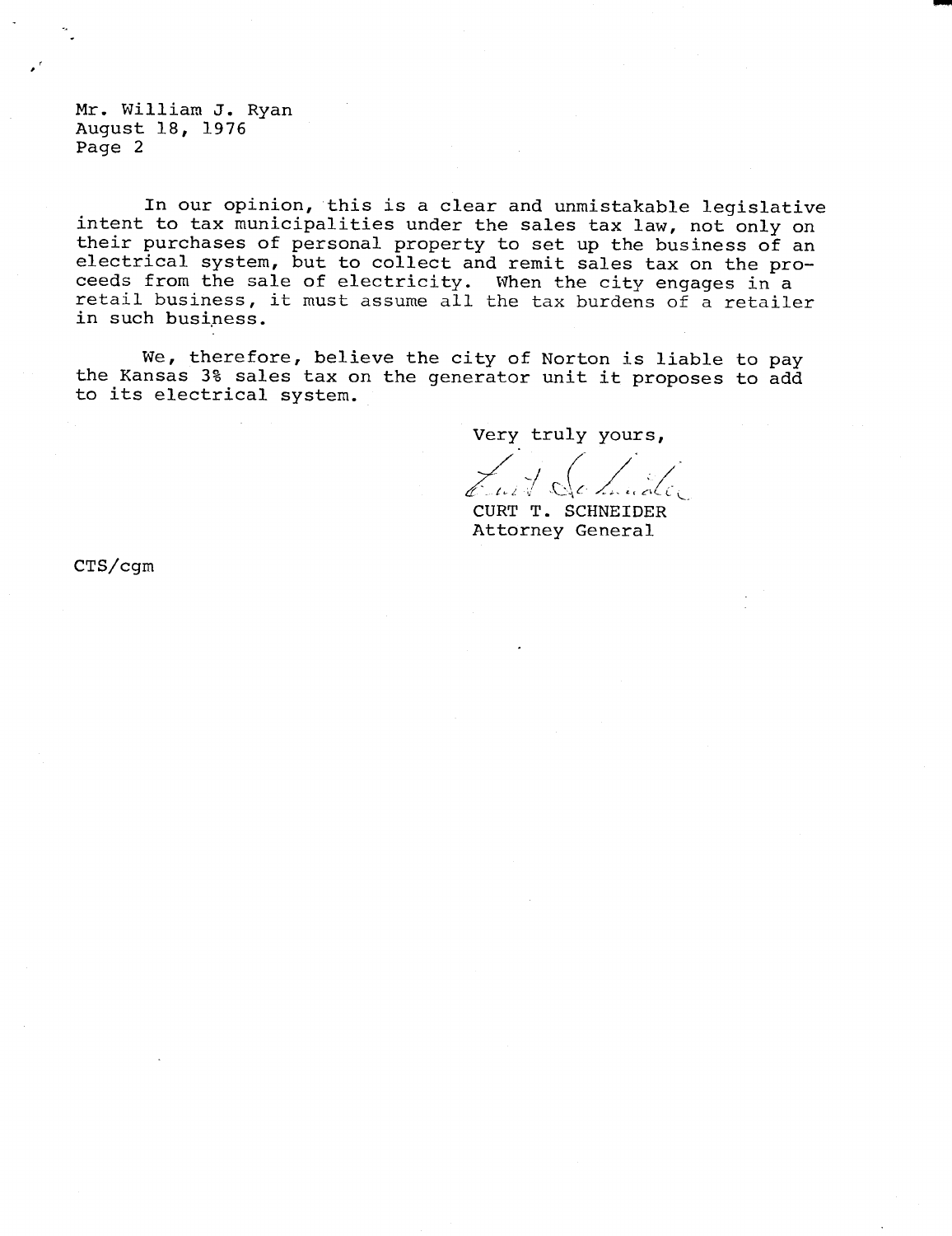Mr. William J. Ryan
August 18, 1976
Page 2

In our opinion, this is a clear and unmistakable legislative intent to tax municipalities under the sales tax law, not only on their purchases of personal property to set up the business of an electrical system, but to collect and remit sales tax on the proceeds from the sale of electricity. When the city engages in a retail business, it must assume all the tax burdens of a retailer in such business.

We, therefore, believe the city of Norton is liable to pay the Kansas 3% sales tax on the generator unit it proposes to add to its electrical system.

Very truly yours,

CURT T. SCHNEIDER
Attorney General

CTS/cgm